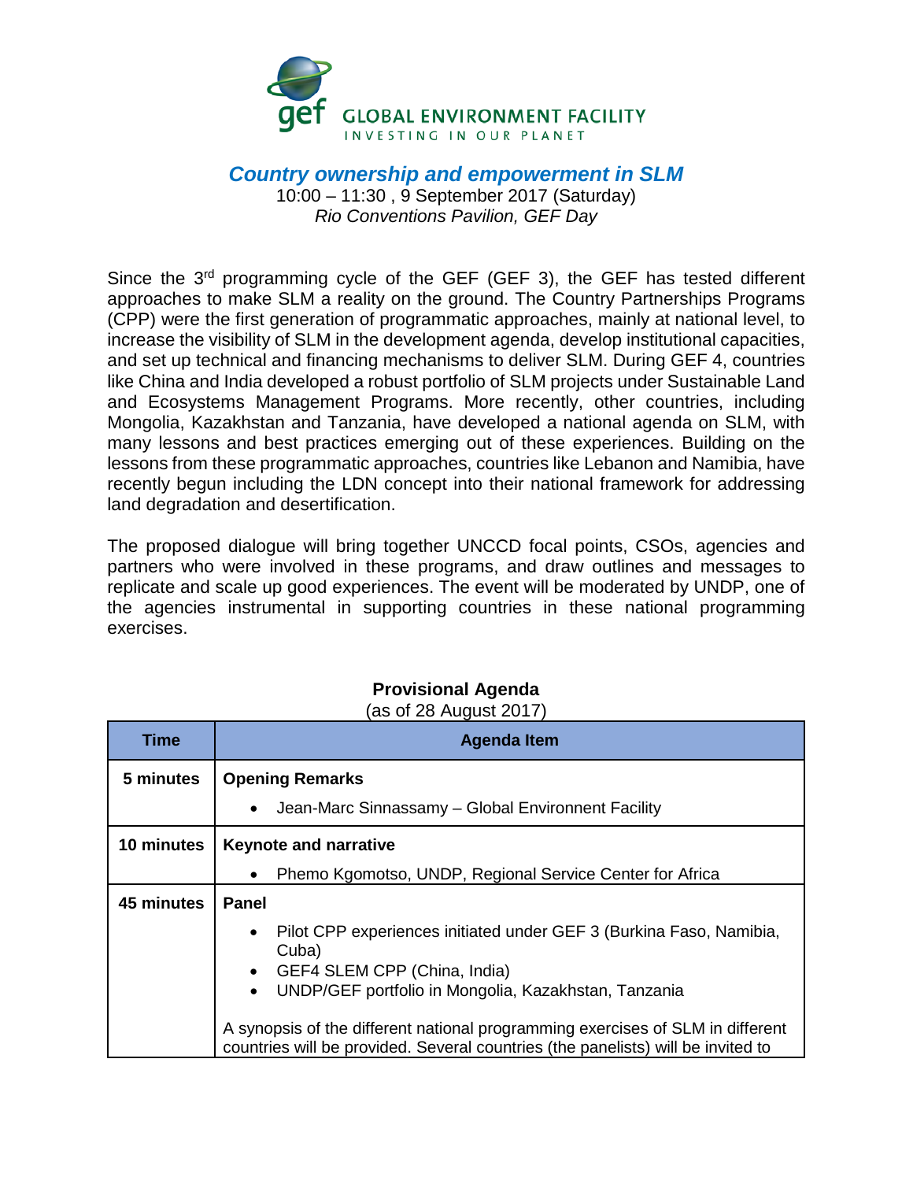GLOBAL ENVIRONMENT FACILITY

INVESTING IN OUR PLANET

# *Country ownership and empowerment in SLM*

10:00 – 11:30 , 9 September 2017 (Saturday)

*Rio Conventions Pavilion, GEF Day*

Since the 3rd programming cycle of the GEF (GEF 3), the GEF has tested different approaches to make SLM a reality on the ground. The Country Partnerships Programs (CPP) were the first generation of programmatic approaches, mainly at national level, to increase the visibility of SLM in the development agenda, develop institutional capacities, and set up technical and financing mechanisms to deliver SLM. During GEF 4, countries like China and India developed a robust portfolio of SLM projects under Sustainable Land and Ecosystems Management Programs. More recently, other countries, including Mongolia, Kazakhstan and Tanzania, have developed a national agenda on SLM, with many lessons and best practices emerging out of these experiences. Building on the lessons from these programmatic approaches, countries like Lebanon and Namibia, have recently begun including the LDN concept into their national framework for addressing land degradation and desertification.

The proposed dialogue will bring together UNCCD focal points, CSOs, agencies and partners who were involved in these programs, and draw outlines and messages to replicate and scale up good experiences. The event will be moderated by UNDP, one of the agencies instrumental in supporting countries in these national programming exercises.

**Provisional Agenda**
(as of 28 August 2017)

| Time | Agenda Item |
|---|---|
| **5 minutes** | **Opening Remarks**<br>• Jean-Marc Sinnassamy – Global Environnent Facility |
| **10 minutes** | **Keynote and narrative**<br>• Phemo Kgomotso, UNDP, Regional Service Center for Africa |
| **45 minutes** | **Panel**<br>• Pilot CPP experiences initiated under GEF 3 (Burkina Faso, Namibia, Cuba)<br>• GEF4 SLEM CPP (China, India)<br>• UNDP/GEF portfolio in Mongolia, Kazakhstan, Tanzania<br><br>A synopsis of the different national programming exercises of SLM in different countries will be provided. Several countries (the panelists) will be invited to |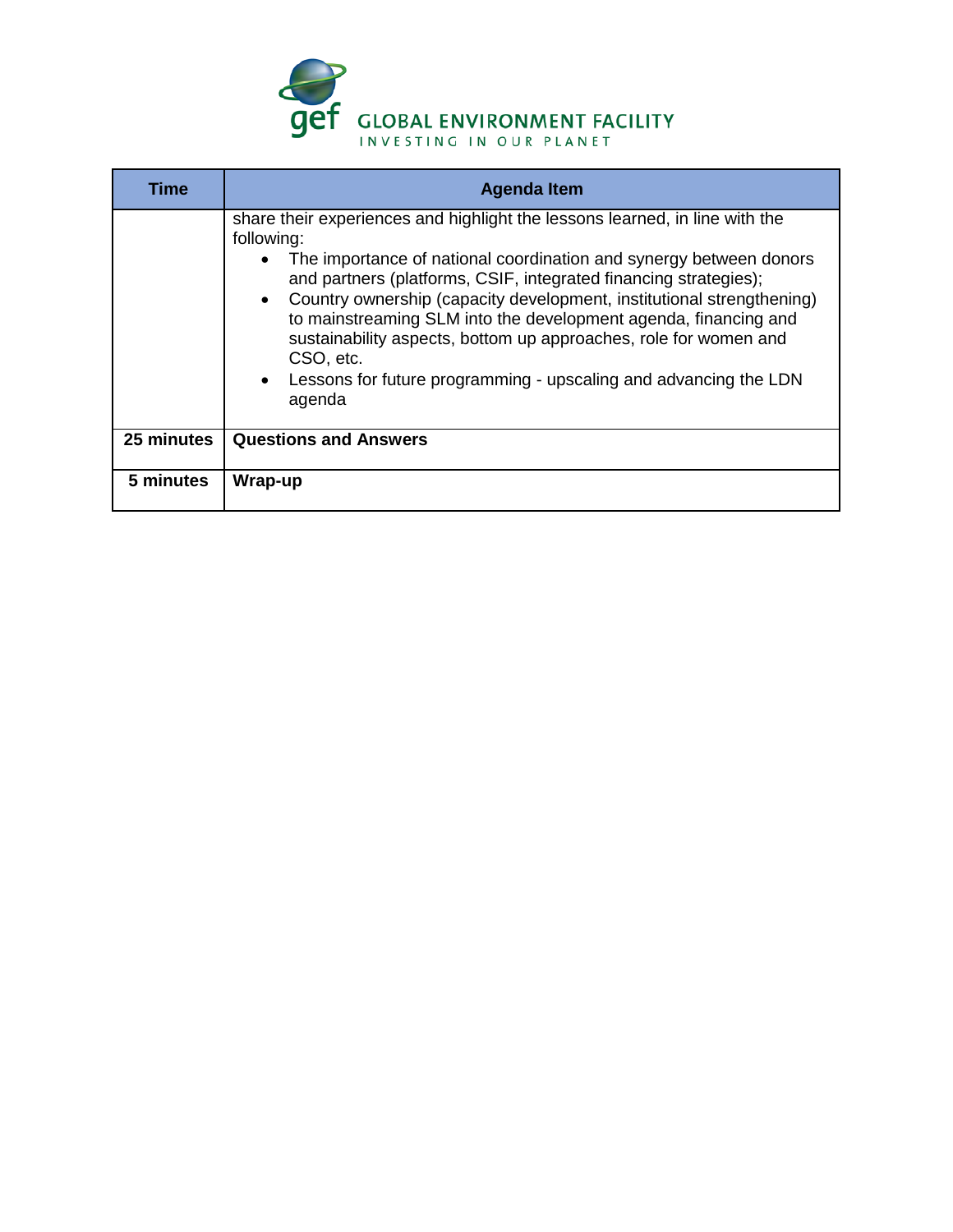| Time | Agenda Item |
| --- | --- |
| | share their experiences and highlight the lessons learned, in line with the following: <br>• The importance of national coordination and synergy between donors and partners (platforms, CSIF, integrated financing strategies); <br>• Country ownership (capacity development, institutional strengthening) to mainstreaming SLM into the development agenda, financing and sustainability aspects, bottom up approaches, role for women and CSO, etc. <br>• Lessons for future programming - upscaling and advancing the LDN agenda |
| **25 minutes** | **Questions and Answers** |
| **5 minutes** | **Wrap-up** |